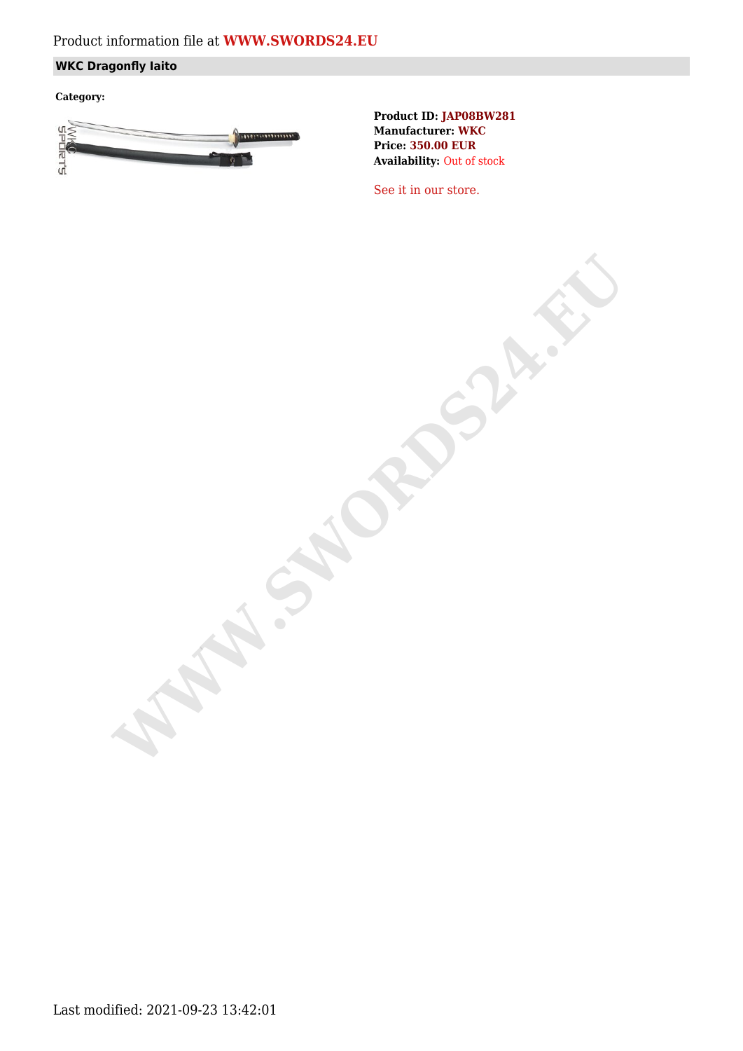Product information file at **WWW.SWORDS24.EU**

## WKC Dragonfly Iaito

**Category:**

**Product ID:** JAP08BW281
**Manufacturer:** WKC
**Price:** 350.00 EUR
**Availability:** Out of stock

See it in our store.

Last modified: 2021-09-23 13:42:01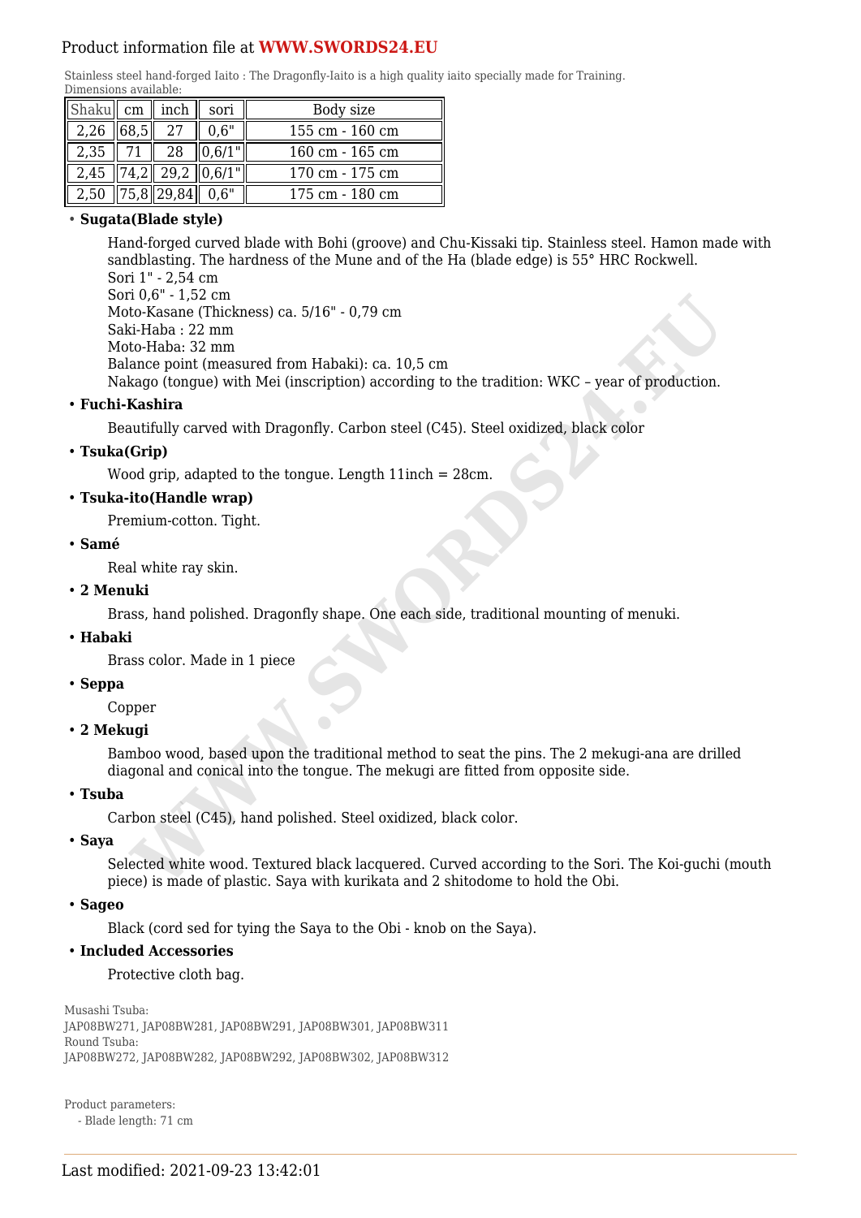Product information file at **WWW.SWORDS24.EU**

Stainless steel hand-forged Iaito : The Dragonfly-Iaito is a high quality iaito specially made for Training. Dimensions available:

| Shaku | cm | inch | sori | Body size |
|---|---|---|---|---|
| 2,26 | 68,5 | 27 | 0,6" | 155 cm - 160 cm |
| 2,35 | 71 | 28 | 0,6/1" | 160 cm - 165 cm |
| 2,45 | 74,2 | 29,2 | 0,6/1" | 170 cm - 175 cm |
| 2,50 | 75,8 | 29,84 | 0,6" | 175 cm - 180 cm |

- **Sugata(Blade style)**

  Hand-forged curved blade with Bohi (groove) and Chu-Kissaki tip. Stainless steel. Hamon made with sandblasting. The hardness of the Mune and of the Ha (blade edge) is 55° HRC Rockwell.
  Sori 1" - 2,54 cm
  Sori 0,6" - 1,52 cm
  Moto-Kasane (Thickness) ca. 5/16" - 0,79 cm
  Saki-Haba : 22 mm
  Moto-Haba: 32 mm
  Balance point (measured from Habaki): ca. 10,5 cm
  Nakago (tongue) with Mei (inscription) according to the tradition: WKC – year of production.

- **Fuchi-Kashira**

  Beautifully carved with Dragonfly. Carbon steel (C45). Steel oxidized, black color

- **Tsuka(Grip)**

  Wood grip, adapted to the tongue. Length 11inch = 28cm.

- **Tsuka-ito(Handle wrap)**

  Premium-cotton. Tight.

- **Samé**

  Real white ray skin.

- **2 Menuki**

  Brass, hand polished. Dragonfly shape. One each side, traditional mounting of menuki.

- **Habaki**

  Brass color. Made in 1 piece

- **Seppa**

  Copper

- **2 Mekugi**

  Bamboo wood, based upon the traditional method to seat the pins. The 2 mekugi-ana are drilled diagonal and conical into the tongue. The mekugi are fitted from opposite side.

- **Tsuba**

  Carbon steel (C45), hand polished. Steel oxidized, black color.

- **Saya**

  Selected white wood. Textured black lacquered. Curved according to the Sori. The Koi-guchi (mouth piece) is made of plastic. Saya with kurikata and 2 shitodome to hold the Obi.

- **Sageo**

  Black (cord sed for tying the Saya to the Obi - knob on the Saya).

- **Included Accessories**

  Protective cloth bag.

Musashi Tsuba:
JAP08BW271, JAP08BW281, JAP08BW291, JAP08BW301, JAP08BW311
Round Tsuba:
JAP08BW272, JAP08BW282, JAP08BW292, JAP08BW302, JAP08BW312

Product parameters:
- Blade length: 71 cm

Last modified: 2021-09-23 13:42:01